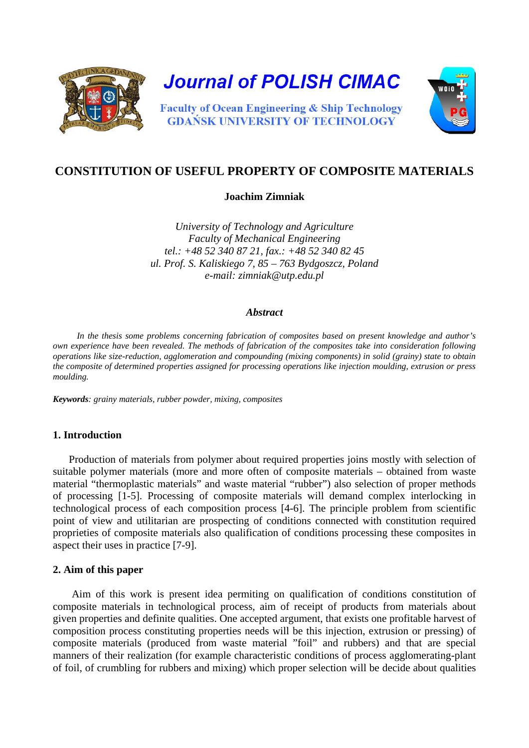Journal of POLISH CIMAC

Faculty of Ocean Engineering & Ship Technology
GDAŃSK UNIVERSITY OF TECHNOLOGY

# CONSTITUTION OF USEFUL PROPERTY OF COMPOSITE MATERIALS

**Joachim Zimniak**

*University of Technology and Agriculture*
*Faculty of Mechanical Engineering*
*tel.: +48 52 340 87 21, fax.: +48 52 340 82 45*
*ul. Prof. S. Kaliskiego 7, 85 – 763 Bydgoszcz, Poland*
*e-mail: zimniak@utp.edu.pl*

***Abstract***

*In the thesis some problems concerning fabrication of composites based on present knowledge and author's own experience have been revealed. The methods of fabrication of the composites take into consideration following operations like size-reduction, agglomeration and compounding (mixing components) in solid (grainy) state to obtain the composite of determined properties assigned for processing operations like injection moulding, extrusion or press moulding.*

***Keywords****: grainy materials, rubber powder, mixing, composites*

## 1. Introduction

Production of materials from polymer about required properties joins mostly with selection of suitable polymer materials (more and more often of composite materials – obtained from waste material "thermoplastic materials" and waste material "rubber") also selection of proper methods of processing [1-5]. Processing of composite materials will demand complex interlocking in technological process of each composition process [4-6]. The principle problem from scientific point of view and utilitarian are prospecting of conditions connected with constitution required proprieties of composite materials also qualification of conditions processing these composites in aspect their uses in practice [7-9].

## 2. Aim of this paper

Aim of this work is present idea permiting on qualification of conditions constitution of composite materials in technological process, aim of receipt of products from materials about given properties and definite qualities. One accepted argument, that exists one profitable harvest of composition process constituting properties needs will be this injection, extrusion or pressing) of composite materials (produced from waste material "foil" and rubbers) and that are special manners of their realization (for example characteristic conditions of process agglomerating-plant of foil, of crumbling for rubbers and mixing) which proper selection will be decide about qualities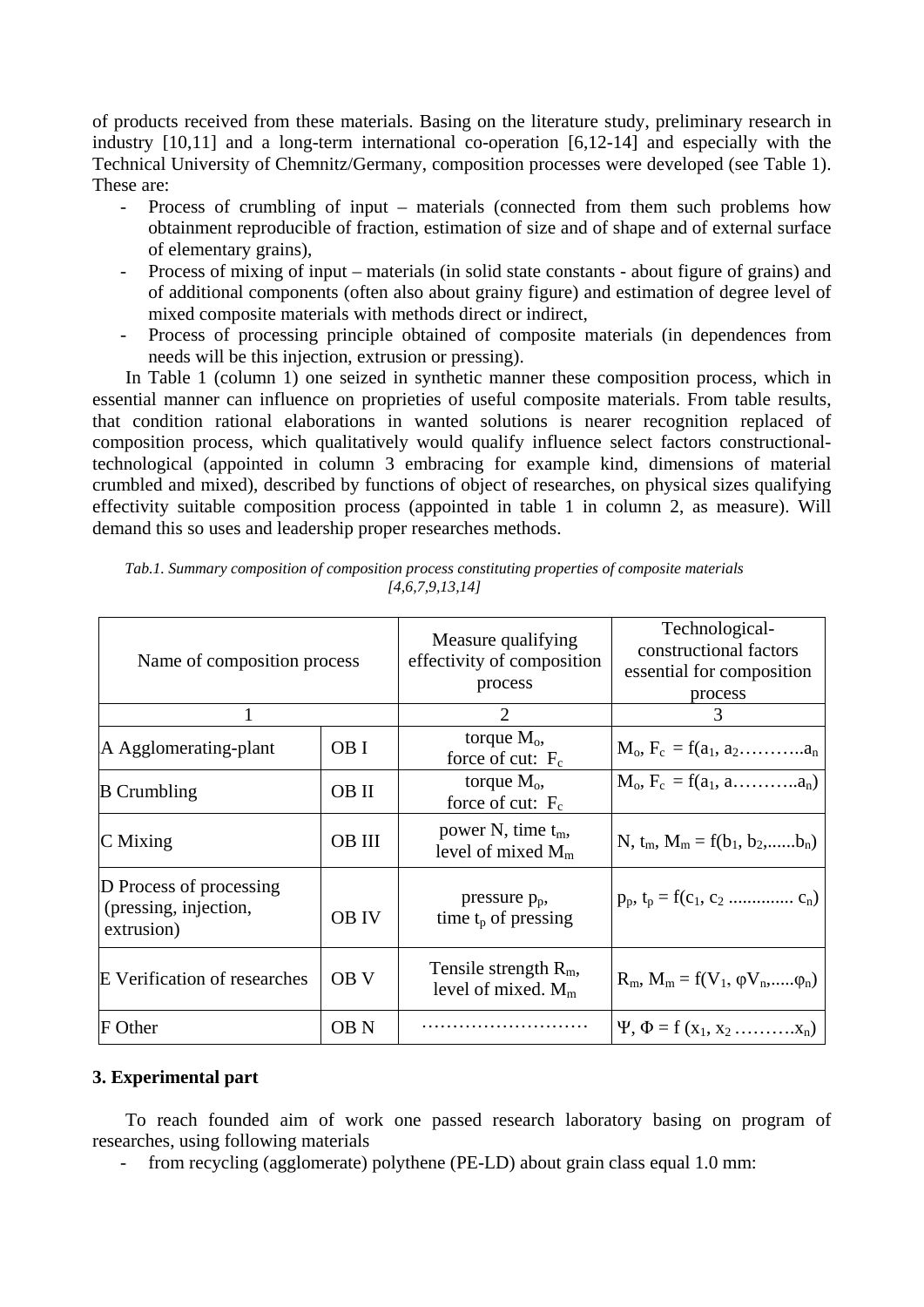of products received from these materials. Basing on the literature study, preliminary research in industry [10,11] and a long-term international co-operation [6,12-14] and especially with the Technical University of Chemnitz/Germany, composition processes were developed (see Table 1). These are:

- Process of crumbling of input – materials (connected from them such problems how obtainment reproducible of fraction, estimation of size and of shape and of external surface of elementary grains),
- Process of mixing of input – materials (in solid state constants - about figure of grains) and of additional components (often also about grainy figure) and estimation of degree level of mixed composite materials with methods direct or indirect,
- Process of processing principle obtained of composite materials (in dependences from needs will be this injection, extrusion or pressing).

In Table 1 (column 1) one seized in synthetic manner these composition process, which in essential manner can influence on proprieties of useful composite materials. From table results, that condition rational elaborations in wanted solutions is nearer recognition replaced of composition process, which qualitatively would qualify influence select factors constructional-technological (appointed in column 3 embracing for example kind, dimensions of material crumbled and mixed), described by functions of object of researches, on physical sizes qualifying effectivity suitable composition process (appointed in table 1 in column 2, as measure). Will demand this so uses and leadership proper researches methods.

*Tab.1. Summary composition of composition process constituting properties of composite materials [4,6,7,9,13,14]*

| Name of composition process | | Measure qualifying effectivity of composition process | Technological-constructional factors essential for composition process |
|---|---|---|---|
| 1 | | 2 | 3 |
| A Agglomerating-plant | OB I | torque $M_o$, force of cut: $F_c$ | $M_o$, $F_c$ = f($a_1$, $a_2$………..$a_n$ |
| B Crumbling | OB II | torque $M_o$, force of cut: $F_c$ | $M_o$, $F_c$ = f($a_1$, a………..$a_n$) |
| C Mixing | OB III | power N, time $t_m$, level of mixed $M_m$ | N, $t_m$, $M_m$ = f($b_1$, $b_2$,......$b_n$) |
| D Process of processing (pressing, injection, extrusion) | OB IV | pressure $p_p$, time $t_p$ of pressing | $p_p$, $t_p$ = f($c_1$, $c_2$ .............. $c_n$) |
| E Verification of researches | OB V | Tensile strength $R_m$, level of mixed. $M_m$ | $R_m$, $M_m$ = f($V_1$, $\varphi V_n$,.....$\varphi_n$) |
| F Other | OB N | ……………………… | $\Psi$, $\Phi$ = f ($x_1$, $x_2$ ……….$x_n$) |

## 3. Experimental part

To reach founded aim of work one passed research laboratory basing on program of researches, using following materials

- from recycling (agglomerate) polythene (PE-LD) about grain class equal 1.0 mm: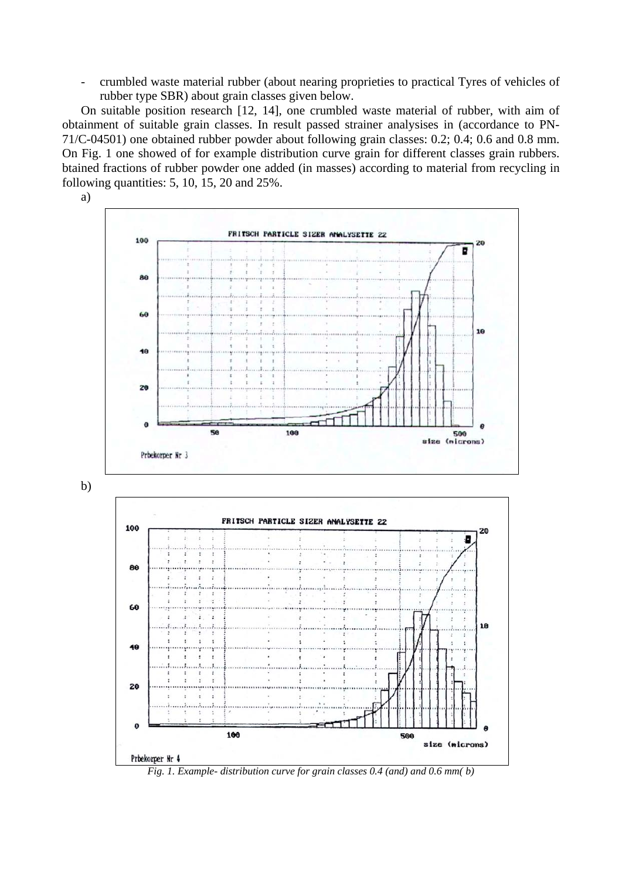- crumbled waste material rubber (about nearing proprieties to practical Tyres of vehicles of rubber type SBR) about grain classes given below.

On suitable position research [12, 14], one crumbled waste material of rubber, with aim of obtainment of suitable grain classes. In result passed strainer analysises in (accordance to PN-71/C-04501) one obtained rubber powder about following grain classes: 0.2; 0.4; 0.6 and 0.8 mm. On Fig. 1 one showed of for example distribution curve grain for different classes grain rubbers. btained fractions of rubber powder one added (in masses) according to material from recycling in following quantities: 5, 10, 15, 20 and 25%.

a)

b)

*Fig. 1. Example- distribution curve for grain classes 0.4 (and) and 0.6 mm( b)*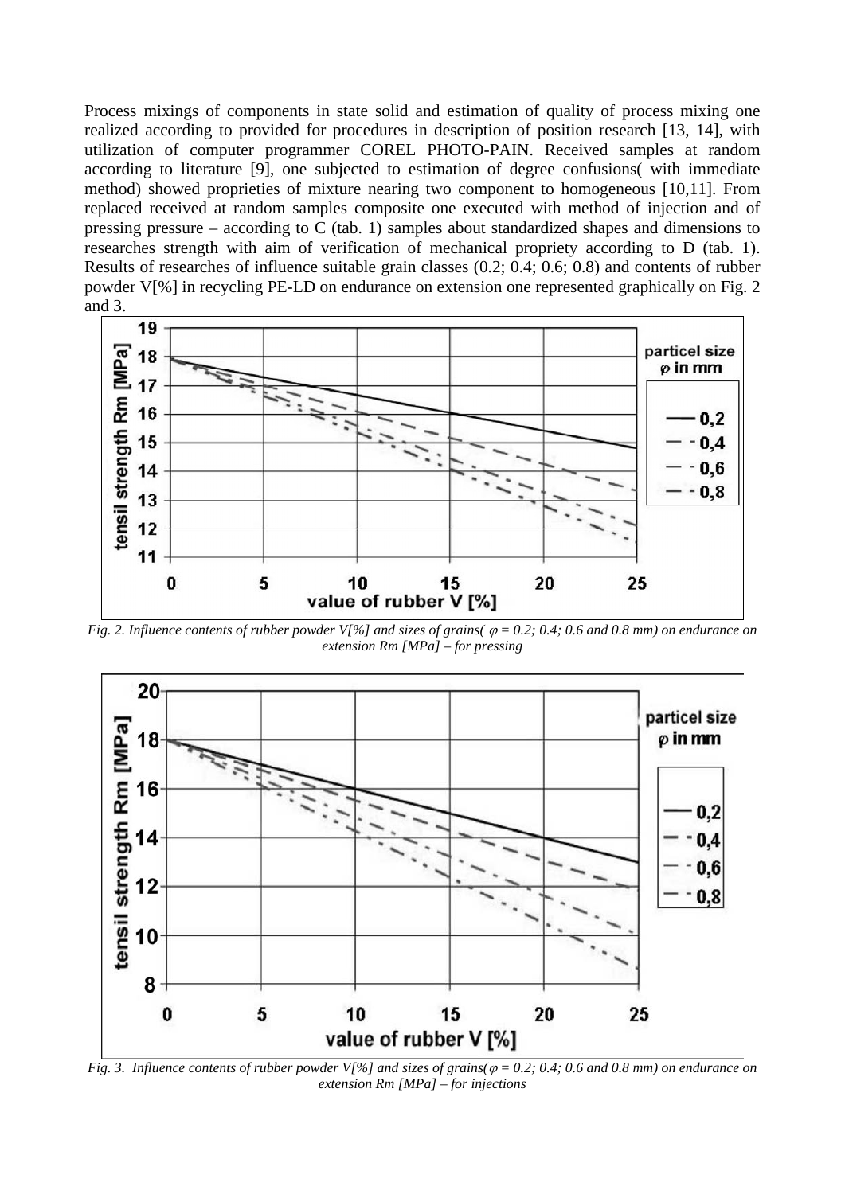Process mixings of components in state solid and estimation of quality of process mixing one realized according to provided for procedures in description of position research [13, 14], with utilization of computer programmer COREL PHOTO-PAIN. Received samples at random according to literature [9], one subjected to estimation of degree confusions( with immediate method) showed proprieties of mixture nearing two component to homogeneous [10,11]. From replaced received at random samples composite one executed with method of injection and of pressing pressure – according to C (tab. 1) samples about standardized shapes and dimensions to researches strength with aim of verification of mechanical propriety according to D (tab. 1). Results of researches of influence suitable grain classes (0.2; 0.4; 0.6; 0.8) and contents of rubber powder V[%] in recycling PE-LD on endurance on extension one represented graphically on Fig. 2 and 3.

*Fig. 2. Influence contents of rubber powder V[%] and sizes of grains( $\varphi = 0.2; 0.4; 0.6$ and $0.8$ mm) on endurance on extension Rm [MPa] – for pressing*

*Fig. 3. Influence contents of rubber powder V[%] and sizes of grains( $\varphi = 0.2; 0.4; 0.6$ and $0.8$ mm) on endurance on extension Rm [MPa] – for injections*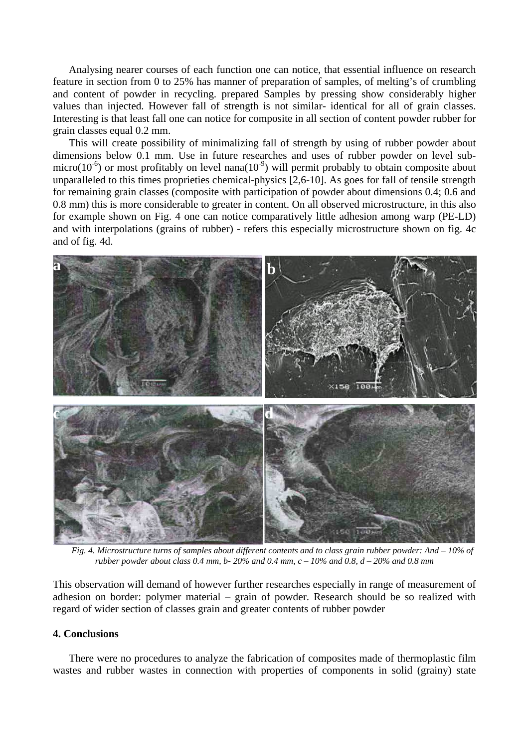Analysing nearer courses of each function one can notice, that essential influence on research feature in section from 0 to 25% has manner of preparation of samples, of melting's of crumbling and content of powder in recycling. prepared Samples by pressing show considerably higher values than injected. However fall of strength is not similar- identical for all of grain classes. Interesting is that least fall one can notice for composite in all section of content powder rubber for grain classes equal 0.2 mm.

This will create possibility of minimalizing fall of strength by using of rubber powder about dimensions below 0.1 mm. Use in future researches and uses of rubber powder on level sub-micro($10^{-6}$) or most profitably on level nana($10^{-9}$) will permit probably to obtain composite about unparalleled to this times proprieties chemical-physics [2,6-10]. As goes for fall of tensile strength for remaining grain classes (composite with participation of powder about dimensions 0.4; 0.6 and 0.8 mm) this is more considerable to greater in content. On all observed microstructure, in this also for example shown on Fig. 4 one can notice comparatively little adhesion among warp (PE-LD) and with interpolations (grains of rubber) - refers this especially microstructure shown on fig. 4c and of fig. 4d.

*Fig. 4. Microstructure turns of samples about different contents and to class grain rubber powder: And – 10% of rubber powder about class 0.4 mm, b- 20% and 0.4 mm, c – 10% and 0.8, d – 20% and 0.8 mm*

This observation will demand of however further researches especially in range of measurement of adhesion on border: polymer material – grain of powder. Research should be so realized with regard of wider section of classes grain and greater contents of rubber powder

## 4. Conclusions

There were no procedures to analyze the fabrication of composites made of thermoplastic film wastes and rubber wastes in connection with properties of components in solid (grainy) state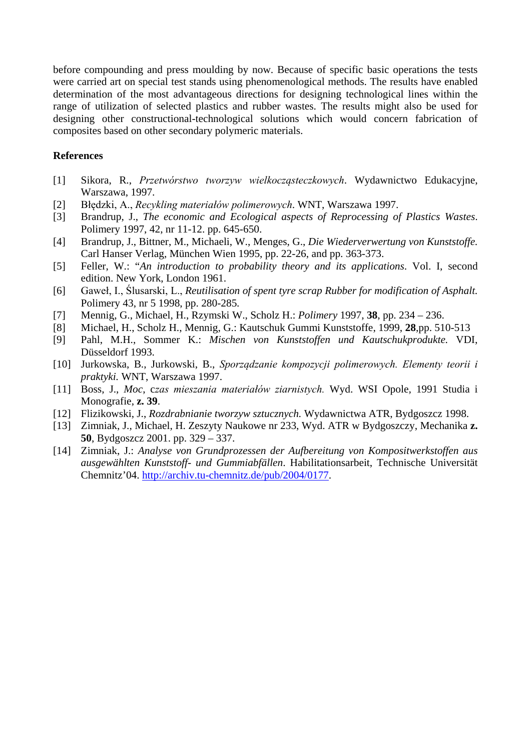before compounding and press moulding by now. Because of specific basic operations the tests were carried art on special test stands using phenomenological methods. The results have enabled determination of the most advantageous directions for designing technological lines within the range of utilization of selected plastics and rubber wastes. The results might also be used for designing other constructional-technological solutions which would concern fabrication of composites based on other secondary polymeric materials.

## References

[1] Sikora, R., *Przetwórstwo tworzyw wielkocząsteczkowych*. Wydawnictwo Edukacyjne, Warszawa, 1997.

[2] Błędzki, A., *Recykling materiałów polimerowych*. WNT, Warszawa 1997.

[3] Brandrup, J., *The economic and Ecological aspects of Reprocessing of Plastics Wastes*. Polimery 1997, 42, nr 11-12. pp. 645-650.

[4] Brandrup, J., Bittner, M., Michaeli, W., Menges, G., *Die Wiederverwertung von Kunststoffe.* Carl Hanser Verlag, München Wien 1995, pp. 22-26, and pp. 363-373.

[5] Feller, W.: "*An introduction to probability theory and its applications*. Vol. I, second edition. New York, London 1961.

[6] Gaweł, I., Ślusarski, L., *Reutilisation of spent tyre scrap Rubber for modification of Asphalt.* Polimery 43, nr 5 1998, pp. 280-285.

[7] Mennig, G., Michael, H., Rzymski W., Scholz H.: *Polimery* 1997, **38**, pp. 234 – 236.

[8] Michael, H., Scholz H., Mennig, G.: Kautschuk Gummi Kunststoffe, 1999, **28**,pp. 510-513

[9] Pahl, M.H., Sommer K.: *Mischen von Kunststoffen und Kautschukprodukte.* VDI, Düsseldorf 1993.

[10] Jurkowska, B., Jurkowski, B., *Sporządzanie kompozycji polimerowych. Elementy teorii i praktyki.* WNT, Warszawa 1997.

[11] Boss, J., *Moc*, c*zas mieszania materiałów ziarnistych.* Wyd. WSI Opole, 1991 Studia i Monografie, **z. 39**.

[12] Flizikowski, J., *Rozdrabnianie tworzyw sztucznych.* Wydawnictwa ATR, Bydgoszcz 1998.

[13] Zimniak, J., Michael, H. Zeszyty Naukowe nr 233, Wyd. ATR w Bydgoszczy, Mechanika **z. 50**, Bydgoszcz 2001. pp. 329 – 337.

[14] Zimniak, J.: *Analyse von Grundprozessen der Aufbereitung von Kompositwerkstoffen aus ausgewählten Kunststoff- und Gummiabfällen*. Habilitationsarbeit, Technische Universität Chemnitz'04. http://archiv.tu-chemnitz.de/pub/2004/0177.